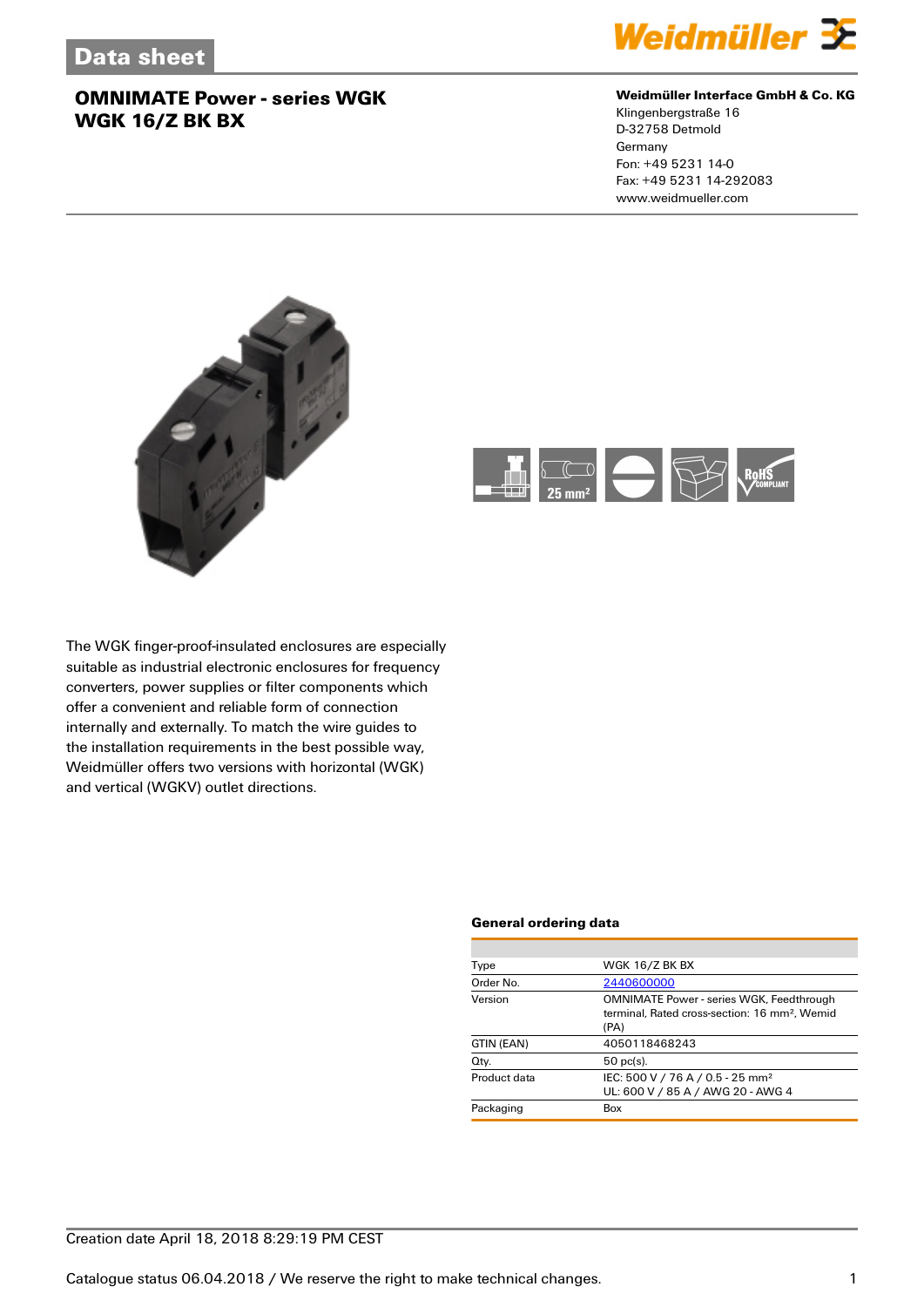Data sheet

# OMNIMATE Power - series WGK
# WGK 16/Z BK BX

**Weidmüller Interface GmbH & Co. KG**
Klingenbergstraße 16
D-32758 Detmold
Germany
Fon: +49 5231 14-0
Fax: +49 5231 14-292083
www.weidmueller.com

The WGK finger-proof-insulated enclosures are especially suitable as industrial electronic enclosures for frequency converters, power supplies or filter components which offer a convenient and reliable form of connection internally and externally. To match the wire guides to the installation requirements in the best possible way, Weidmüller offers two versions with horizontal (WGK) and vertical (WGKV) outlet directions.

## General ordering data

| | |
|---|---|
| Type | WGK 16/Z BK BX |
| Order No. | 2440600000 |
| Version | OMNIMATE Power - series WGK, Feedthrough terminal, Rated cross-section: 16 mm², Wemid (PA) |
| GTIN (EAN) | 4050118468243 |
| Qty. | 50 pc(s). |
| Product data | IEC: 500 V / 76 A / 0.5 - 25 mm²<br>UL: 600 V / 85 A / AWG 20 - AWG 4 |
| Packaging | Box |

Creation date April 18, 2018 8:29:19 PM CEST

Catalogue status 06.04.2018 / We reserve the right to make technical changes.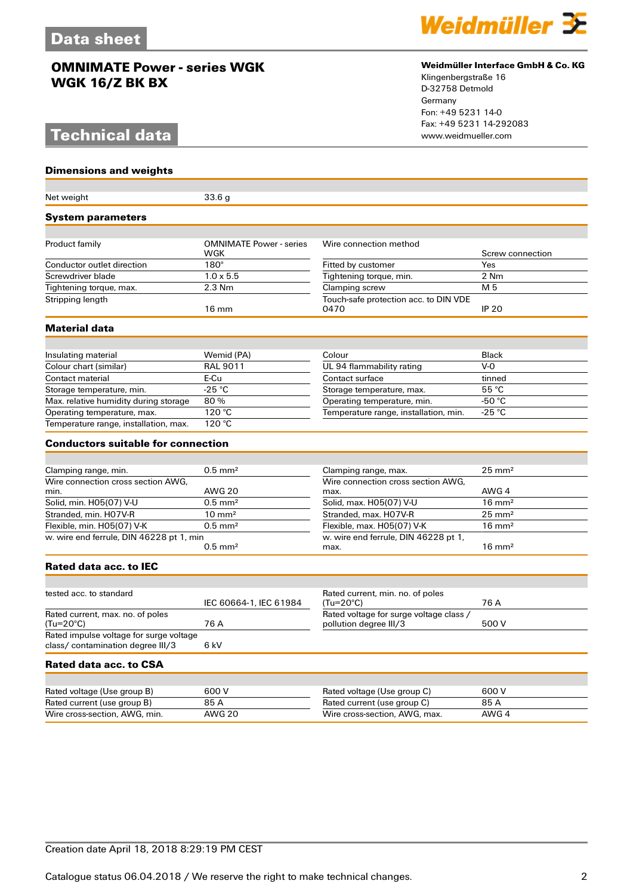# Data sheet

## OMNIMATE Power - series WGK
## WGK 16/Z BK BX

**Weidmüller Interface GmbH & Co. KG**
Klingenbergstraße 16
D-32758 Detmold
Germany
Fon: +49 5231 14-0
Fax: +49 5231 14-292083
www.weidmueller.com

# Technical data

### Dimensions and weights

| | | | |
|---|---|---|---|
| Net weight | 33.6 g | | |

### System parameters

| | | | |
|---|---|---|---|
| Product family | OMNIMATE Power - series WGK | Wire connection method | Screw connection |
| Conductor outlet direction | 180° | Fitted by customer | Yes |
| Screwdriver blade | 1.0 x 5.5 | Tightening torque, min. | 2 Nm |
| Tightening torque, max. | 2.3 Nm | Clamping screw | M 5 |
| Stripping length | 16 mm | Touch-safe protection acc. to DIN VDE 0470 | IP 20 |

### Material data

| | | | |
|---|---|---|---|
| Insulating material | Wemid (PA) | Colour | Black |
| Colour chart (similar) | RAL 9011 | UL 94 flammability rating | V-0 |
| Contact material | E-Cu | Contact surface | tinned |
| Storage temperature, min. | -25 °C | Storage temperature, max. | 55 °C |
| Max. relative humidity during storage | 80 % | Operating temperature, min. | -50 °C |
| Operating temperature, max. | 120 °C | Temperature range, installation, min. | -25 °C |
| Temperature range, installation, max. | 120 °C | | |

### Conductors suitable for connection

| | | | |
|---|---|---|---|
| Clamping range, min. | 0.5 mm² | Clamping range, max. | 25 mm² |
| Wire connection cross section AWG, min. | AWG 20 | Wire connection cross section AWG, max. | AWG 4 |
| Solid, min. H05(07) V-U | 0.5 mm² | Solid, max. H05(07) V-U | 16 mm² |
| Stranded, min. H07V-R | 10 mm² | Stranded, max. H07V-R | 25 mm² |
| Flexible, min. H05(07) V-K | 0.5 mm² | Flexible, max. H05(07) V-K | 16 mm² |
| w. wire end ferrule, DIN 46228 pt 1, min | 0.5 mm² | w. wire end ferrule, DIN 46228 pt 1, max. | 16 mm² |

### Rated data acc. to IEC

| | | | |
|---|---|---|---|
| tested acc. to standard | IEC 60664-1, IEC 61984 | Rated current, min. no. of poles (Tu=20°C) | 76 A |
| Rated current, max. no. of poles (Tu=20°C) | 76 A | Rated voltage for surge voltage class / pollution degree III/3 | 500 V |
| Rated impulse voltage for surge voltage class/ contamination degree III/3 | 6 kV | | |

### Rated data acc. to CSA

| | | | |
|---|---|---|---|
| Rated voltage (Use group B) | 600 V | Rated voltage (Use group C) | 600 V |
| Rated current (use group B) | 85 A | Rated current (use group C) | 85 A |
| Wire cross-section, AWG, min. | AWG 20 | Wire cross-section, AWG, max. | AWG 4 |

Creation date April 18, 2018 8:29:19 PM CEST

Catalogue status 06.04.2018 / We reserve the right to make technical changes.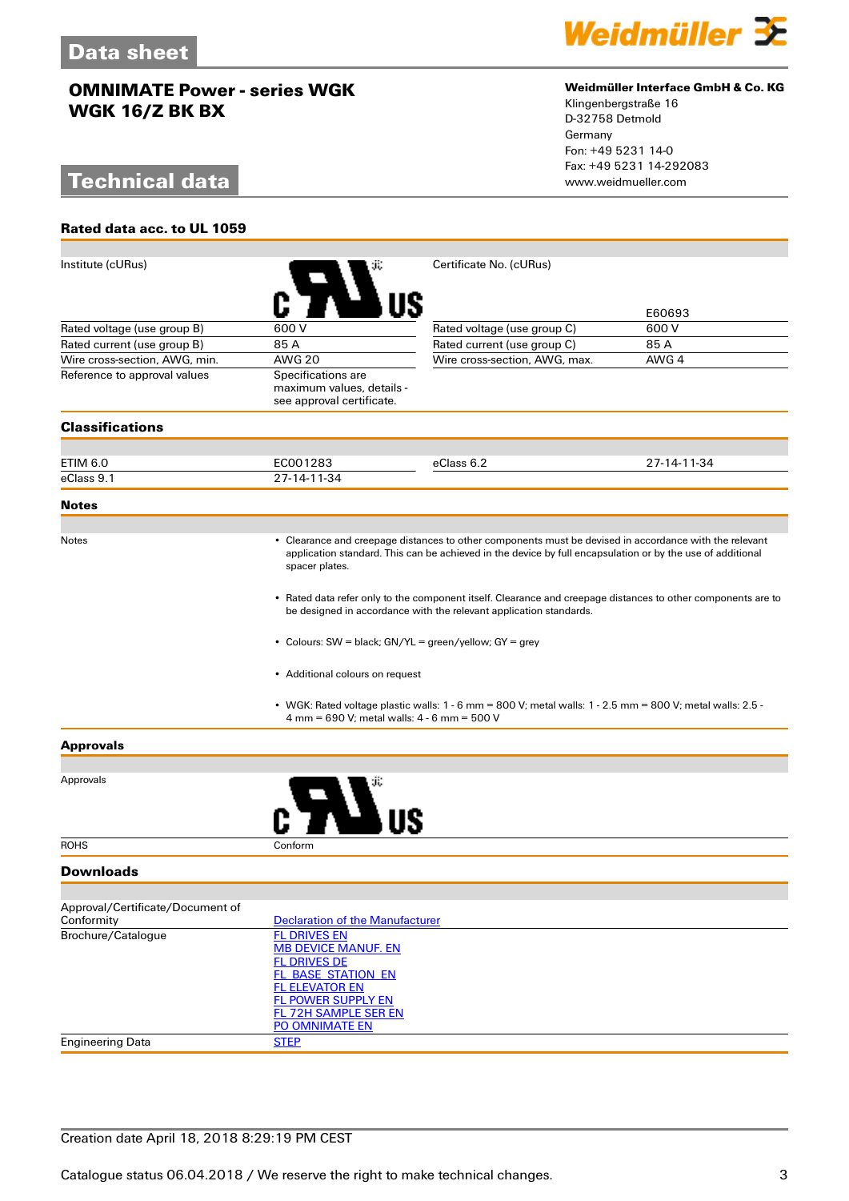# Data sheet

## OMNIMATE Power - series WGK
## WGK 16/Z BK BX

**Weidmüller Interface GmbH & Co. KG**
Klingenbergstraße 16
D-32758 Detmold
Germany
Fon: +49 5231 14-0
Fax: +49 5231 14-292083
www.weidmueller.com

# Technical data

### Rated data acc. to UL 1059

| | | | |
|---|---|---|---|
| Institute (cURus) | | Certificate No. (cURus) | E60693 |
| Rated voltage (use group B) | 600 V | Rated voltage (use group C) | 600 V |
| Rated current (use group B) | 85 A | Rated current (use group C) | 85 A |
| Wire cross-section, AWG, min. | AWG 20 | Wire cross-section, AWG, max. | AWG 4 |
| Reference to approval values | Specifications are maximum values, details - see approval certificate. | | |

### Classifications

| | | | |
|---|---|---|---|
| ETIM 6.0 | EC001283 | eClass 6.2 | 27-14-11-34 |
| eClass 9.1 | 27-14-11-34 | | |

### Notes

Notes

- Clearance and creepage distances to other components must be devised in accordance with the relevant application standard. This can be achieved in the device by full encapsulation or by the use of additional spacer plates.
- Rated data refer only to the component itself. Clearance and creepage distances to other components are to be designed in accordance with the relevant application standards.
- Colours: SW = black; GN/YL = green/yellow; GY = grey
- Additional colours on request
- WGK: Rated voltage plastic walls: 1 - 6 mm = 800 V; metal walls: 1 - 2.5 mm = 800 V; metal walls: 2.5 - 4 mm = 690 V; metal walls: 4 - 6 mm = 500 V

### Approvals

| | |
|---|---|
| Approvals | |
| ROHS | Conform |

### Downloads

| | |
|---|---|
| Approval/Certificate/Document of Conformity | Declaration of the Manufacturer |
| Brochure/Catalogue | FL DRIVES EN<br>MB DEVICE MANUF. EN<br>FL DRIVES DE<br>FL_BASE_STATION_EN<br>FL ELEVATOR EN<br>FL POWER SUPPLY EN<br>FL 72H SAMPLE SER EN<br>PO OMNIMATE EN |
| Engineering Data | STEP |

Creation date April 18, 2018 8:29:19 PM CEST

Catalogue status 06.04.2018 / We reserve the right to make technical changes.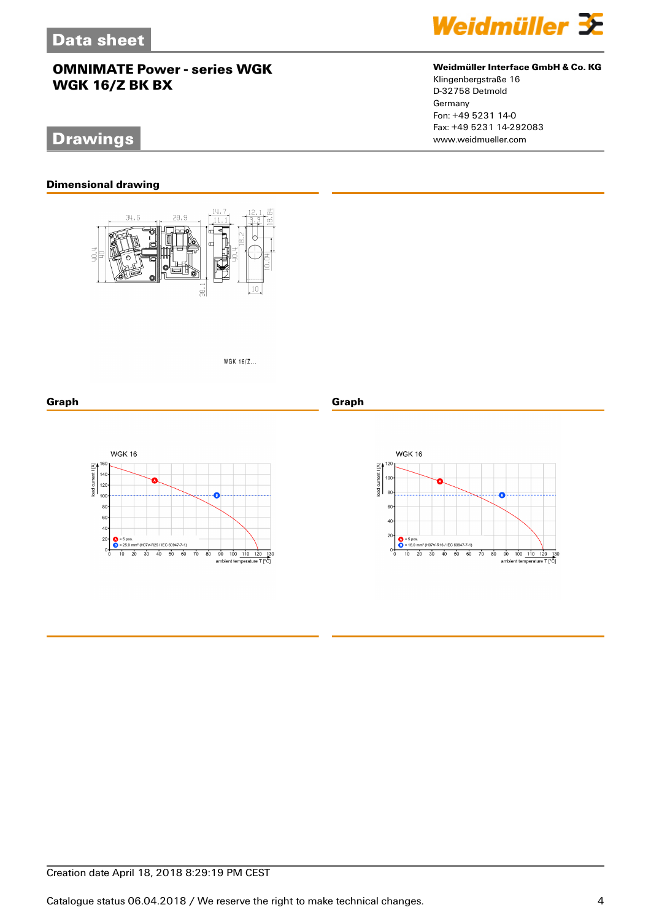# Data sheet

## OMNIMATE Power - series WGK
## WGK 16/Z BK BX

**Weidmüller Interface GmbH & Co. KG**
Klingenbergstraße 16
D-32758 Detmold
Germany
Fon: +49 5231 14-0
Fax: +49 5231 14-292083
www.weidmueller.com

# Drawings

### Dimensional drawing

34.6
28.9
14.7
11.1
12.1
3.3
18.64
40.4
40
18.2
40.4
10.04
38.1
10

WGK 16/Z...

### Graph

WGK 16
load current I [A]
160
140
120
100
80
60
40
20
0
0 10 20 30 40 50 60 70 80 90 100 110 120 130
ambient temperature T [°C]
A = 5 pos.
B = 25.0 mm² (H07V-R25 / IEC 60947-7-1)

### Graph

WGK 16
load current I [A]
120
100
80
60
40
20
0
0 10 20 30 40 50 60 70 80 90 100 110 120 130
ambient temperature T [°C]
A = 5 pos.
B = 16.0 mm² (H07V-R16 / IEC 60947-7-1)

Creation date April 18, 2018 8:29:19 PM CEST

Catalogue status 06.04.2018 / We reserve the right to make technical changes.